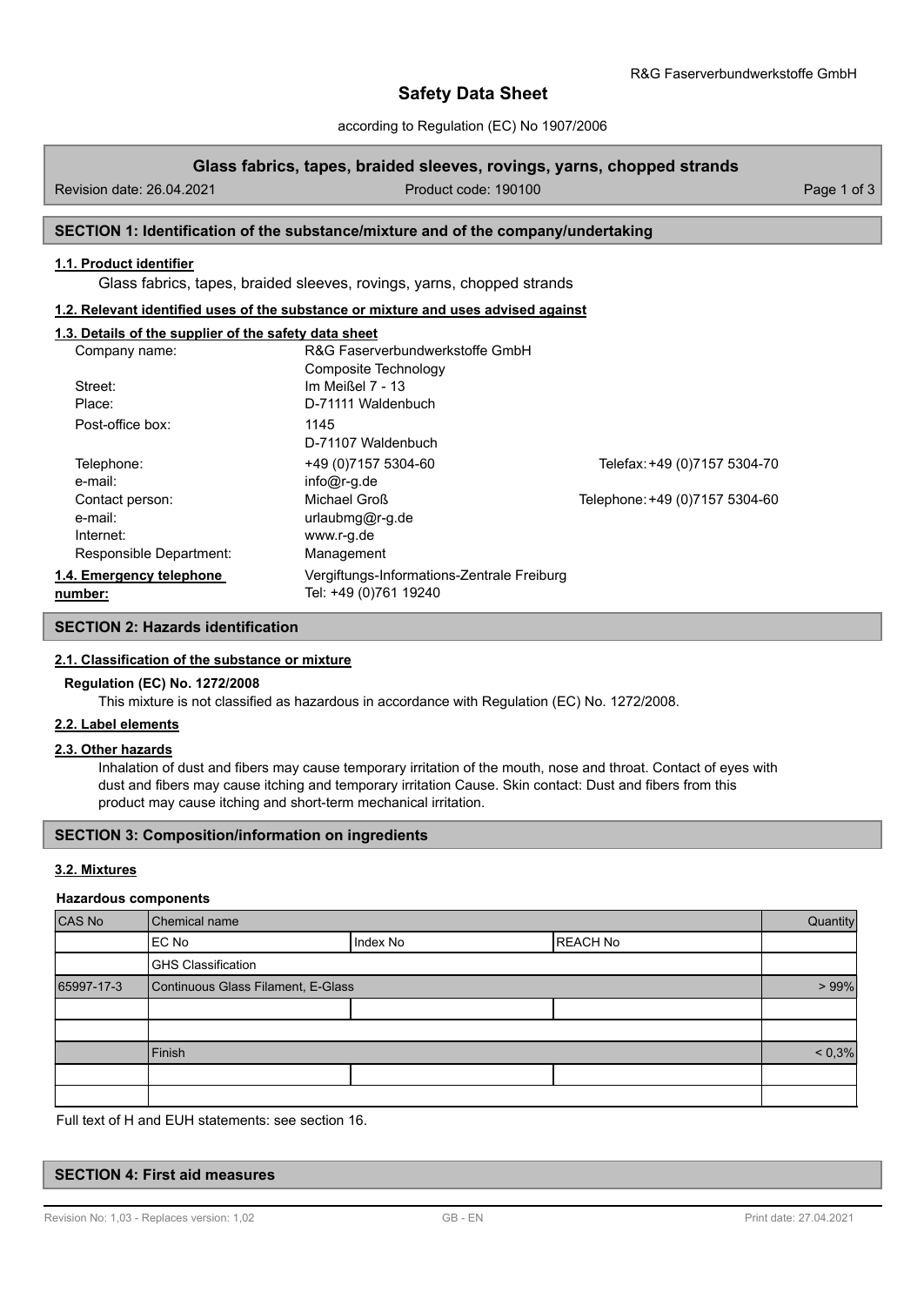# Safety Data Sheet

according to Regulation (EC) No 1907/2006

## Glass fabrics, tapes, braided sleeves, rovings, yarns, chopped strands

Revision date: 26.04.2021 Product code: 190100

## SECTION 1: Identification of the substance/mixture and of the company/undertaking

### 1.1. Product identifier

Glass fabrics, tapes, braided sleeves, rovings, yarns, chopped strands

### 1.2. Relevant identified uses of the substance or mixture and uses advised against

### 1.3. Details of the supplier of the safety data sheet

| | | |
|---|---|---|
| Company name: | R&G Faserverbundwerkstoffe GmbH<br>Composite Technology | |
| Street: | Im Meißel 7 - 13 | |
| Place: | D-71111 Waldenbuch | |
| Post-office box: | 1145<br>D-71107 Waldenbuch | |
| Telephone: | +49 (0)7157 5304-60 | Telefax: +49 (0)7157 5304-70 |
| e-mail: | info@r-g.de | |
| Contact person: | Michael Groß | Telephone: +49 (0)7157 5304-60 |
| e-mail: | urlaubmg@r-g.de | |
| Internet: | www.r-g.de | |
| Responsible Department: | Management | |

### 1.4. Emergency telephone number:

Vergiftungs-Informations-Zentrale Freiburg
Tel: +49 (0)761 19240

## SECTION 2: Hazards identification

### 2.1. Classification of the substance or mixture

**Regulation (EC) No. 1272/2008**

This mixture is not classified as hazardous in accordance with Regulation (EC) No. 1272/2008.

### 2.2. Label elements

### 2.3. Other hazards

Inhalation of dust and fibers may cause temporary irritation of the mouth, nose and throat. Contact of eyes with dust and fibers may cause itching and temporary irritation Cause. Skin contact: Dust and fibers from this product may cause itching and short-term mechanical irritation.

## SECTION 3: Composition/information on ingredients

### 3.2. Mixtures

**Hazardous components**

| CAS No | Chemical name | | | Quantity |
|---|---|---|---|---|
| | EC No | Index No | REACH No | |
| | GHS Classification | | | |
| 65997-17-3 | Continuous Glass Filament, E-Glass | | | > 99% |
| | | | | |
| | | | | |
| | Finish | | | < 0,3% |
| | | | | |
| | | | | |

Full text of H and EUH statements: see section 16.

## SECTION 4: First aid measures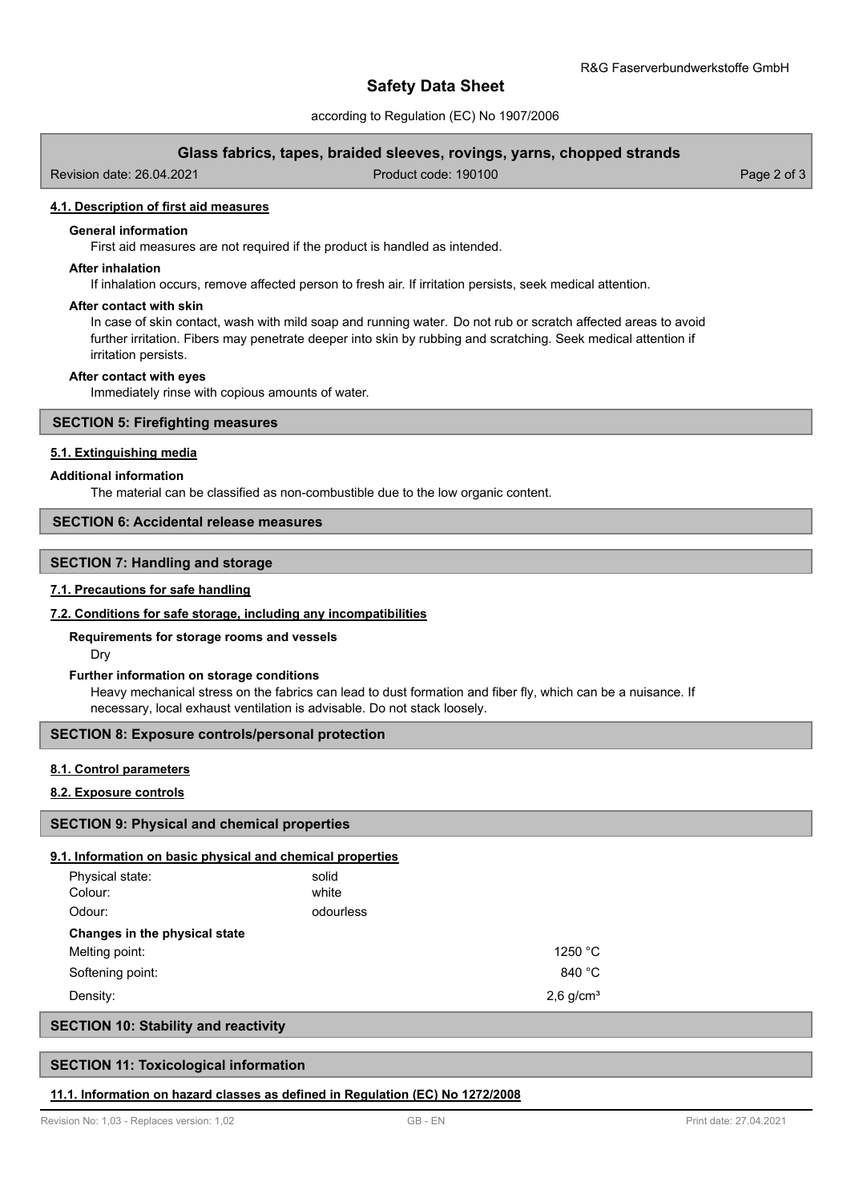#### 4.1. Description of first aid measures

**General information**

First aid measures are not required if the product is handled as intended.

**After inhalation**

If inhalation occurs, remove affected person to fresh air. If irritation persists, seek medical attention.

**After contact with skin**

In case of skin contact, wash with mild soap and running water. Do not rub or scratch affected areas to avoid further irritation. Fibers may penetrate deeper into skin by rubbing and scratching. Seek medical attention if irritation persists.

**After contact with eyes**

Immediately rinse with copious amounts of water.

## SECTION 5: Firefighting measures

#### 5.1. Extinguishing media

**Additional information**

The material can be classified as non-combustible due to the low organic content.

## SECTION 6: Accidental release measures

## SECTION 7: Handling and storage

#### 7.1. Precautions for safe handling

#### 7.2. Conditions for safe storage, including any incompatibilities

**Requirements for storage rooms and vessels**

Dry

**Further information on storage conditions**

Heavy mechanical stress on the fabrics can lead to dust formation and fiber fly, which can be a nuisance. If necessary, local exhaust ventilation is advisable. Do not stack loosely.

## SECTION 8: Exposure controls/personal protection

#### 8.1. Control parameters

#### 8.2. Exposure controls

## SECTION 9: Physical and chemical properties

#### 9.1. Information on basic physical and chemical properties

| | | |
|---|---|---|
| Physical state: | solid | |
| Colour: | white | |
| Odour: | odourless | |
| **Changes in the physical state** | | |
| Melting point: | | 1250 °C |
| Softening point: | | 840 °C |
| Density: | | 2,6 g/cm³ |

## SECTION 10: Stability and reactivity

## SECTION 11: Toxicological information

#### 11.1. Information on hazard classes as defined in Regulation (EC) No 1272/2008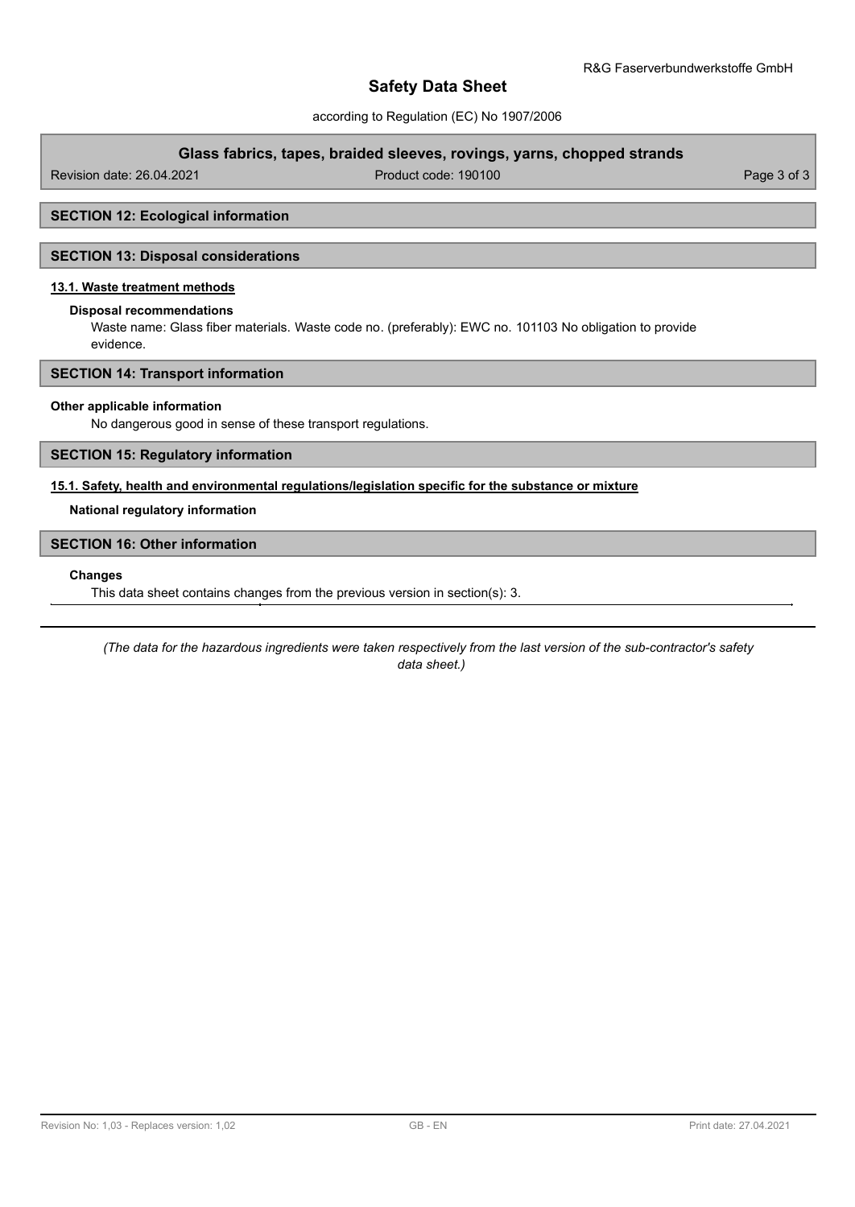## SECTION 12: Ecological information

## SECTION 13: Disposal considerations

### 13.1. Waste treatment methods

**Disposal recommendations**

Waste name: Glass fiber materials. Waste code no. (preferably): EWC no. 101103 No obligation to provide evidence.

## SECTION 14: Transport information

**Other applicable information**

No dangerous good in sense of these transport regulations.

## SECTION 15: Regulatory information

### 15.1. Safety, health and environmental regulations/legislation specific for the substance or mixture

**National regulatory information**

## SECTION 16: Other information

**Changes**

This data sheet contains changes from the previous version in section(s): 3.

---

*(The data for the hazardous ingredients were taken respectively from the last version of the sub-contractor's safety data sheet.)*